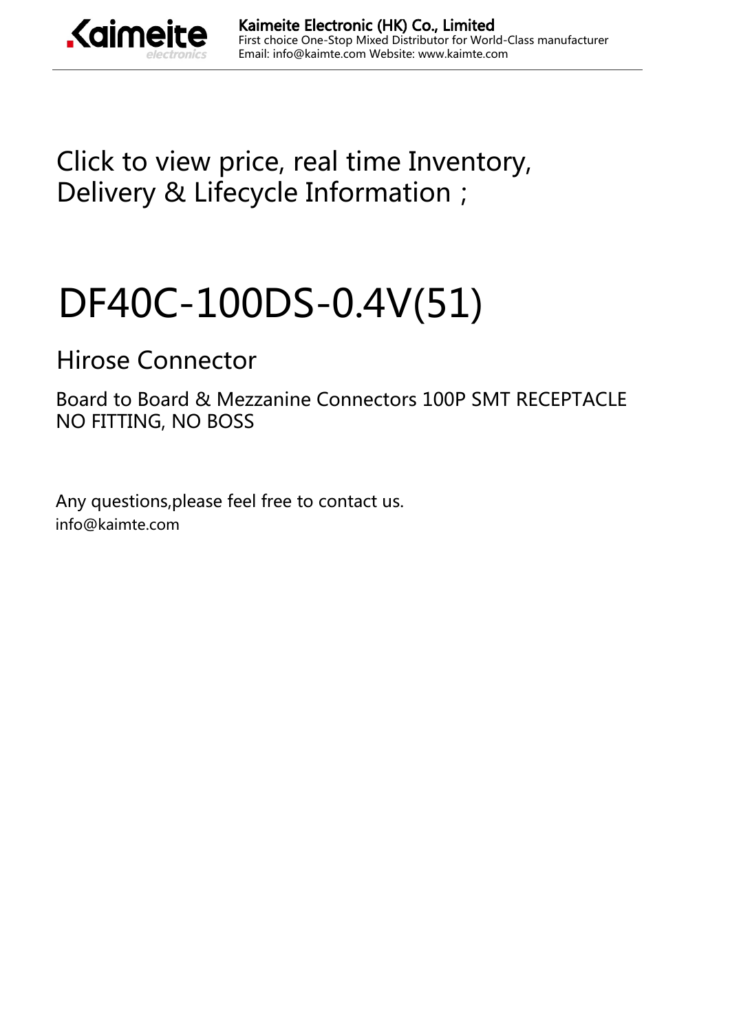Click to view price, real time Inventory, Delivery & Lifecycle Information ;

# DF40C-100DS-0.4V(51)

## Hirose Connector

Board to Board & Mezzanine Connectors 100P SMT RECEPTACLE NO FITTING, NO BOSS

Any questions,please feel free to contact us.
info@kaimte.com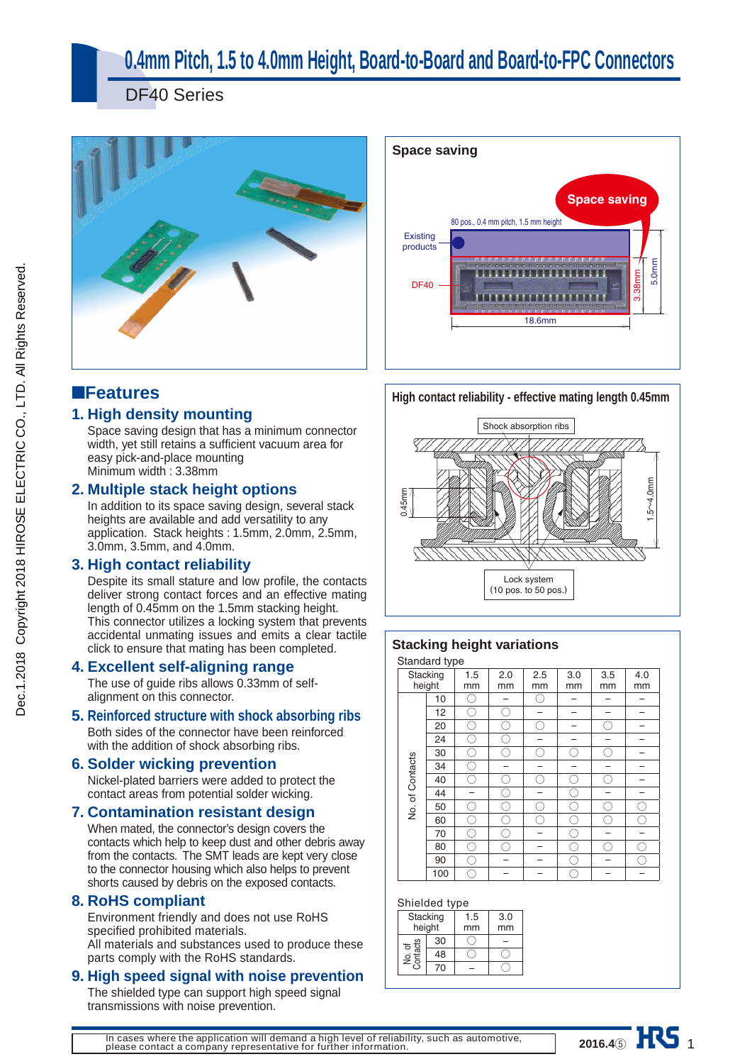# 0.4mm Pitch, 1.5 to 4.0mm Height, Board-to-Board and Board-to-FPC Connectors

## DF40 Series

### Space saving

Space saving

80 pos., 0.4 mm pitch, 1.5 mm height

Existing products

DF40

18.6mm, 3.38mm, 5.0mm

## ■Features

### 1. High density mounting

Space saving design that has a minimum connector width, yet still retains a sufficient vacuum area for easy pick-and-place mounting
Minimum width : 3.38mm

### 2. Multiple stack height options

In addition to its space saving design, several stack heights are available and add versatility to any application. Stack heights : 1.5mm, 2.0mm, 2.5mm, 3.0mm, 3.5mm, and 4.0mm.

### 3. High contact reliability

Despite its small stature and low profile, the contacts deliver strong contact forces and an effective mating length of 0.45mm on the 1.5mm stacking height.
This connector utilizes a locking system that prevents accidental unmating issues and emits a clear tactile click to ensure that mating has been completed.

### 4. Excellent self-aligning range

The use of guide ribs allows 0.33mm of self-alignment on this connector.

### 5. Reinforced structure with shock absorbing ribs

Both sides of the connector have been reinforced with the addition of shock absorbing ribs.

### 6. Solder wicking prevention

Nickel-plated barriers were added to protect the contact areas from potential solder wicking.

### 7. Contamination resistant design

When mated, the connector's design covers the contacts which help to keep dust and other debris away from the contacts. The SMT leads are kept very close to the connector housing which also helps to prevent shorts caused by debris on the exposed contacts.

### 8. RoHS compliant

Environment friendly and does not use RoHS specified prohibited materials.
All materials and substances used to produce these parts comply with the RoHS standards.

### 9. High speed signal with noise prevention

The shielded type can support high speed signal transmissions with noise prevention.

### High contact reliability - effective mating length 0.45mm

Shock absorption ribs

0.45mm

1.5~4.0mm

Lock system (10 pos. to 50 pos.)

### Stacking height variations

Standard type

| No. of Contacts \ Stacking height | 1.5 mm | 2.0 mm | 2.5 mm | 3.0 mm | 3.5 mm | 4.0 mm |
|---|---|---|---|---|---|---|
| 10 | ○ | – | ○ | – | – | – |
| 12 | ○ | ○ | – | – | – | – |
| 20 | ○ | ○ | ○ | – | ○ | – |
| 24 | ○ | ○ | – | – | – | – |
| 30 | ○ | ○ | ○ | ○ | ○ | – |
| 34 | ○ | – | – | – | – | – |
| 40 | ○ | ○ | ○ | ○ | ○ | – |
| 44 | – | ○ | – | ○ | – | – |
| 50 | ○ | ○ | ○ | ○ | ○ | ○ |
| 60 | ○ | ○ | ○ | ○ | ○ | ○ |
| 70 | ○ | ○ | – | ○ | – | – |
| 80 | ○ | ○ | – | ○ | ○ | ○ |
| 90 | ○ | – | – | ○ | – | ○ |
| 100 | ○ | – | – | ○ | – | – |

Shielded type

| No. of Contacts \ Stacking height | 1.5 mm | 3.0 mm |
|---|---|---|
| 30 | ○ | – |
| 48 | ○ | ○ |
| 70 | – | ○ |

In cases where the application will demand a high level of reliability, such as automotive, please contact a company representative for further information.

Dec.1.2018 Copyright 2018 HIROSE ELECTRIC CO., LTD. All Rights Reserved.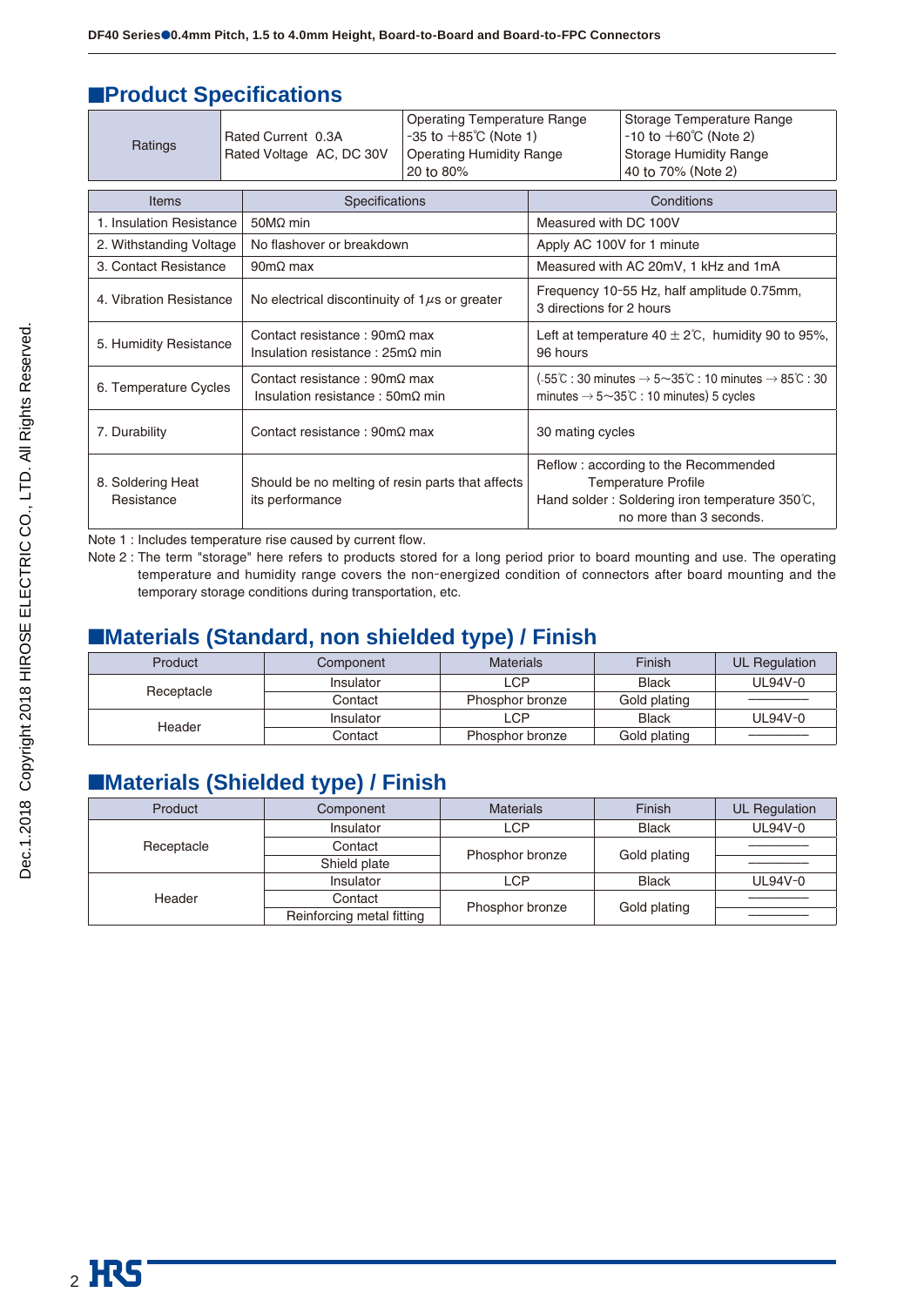## ■Product Specifications

| Ratings | Rated Current 0.3A<br>Rated Voltage AC, DC 30V | Operating Temperature Range<br>-35 to +85℃ (Note 1)<br>Operating Humidity Range<br>20 to 80% | Storage Temperature Range<br>-10 to +60℃ (Note 2)<br>Storage Humidity Range<br>40 to 70% (Note 2) |
|---|---|---|---|

| Items | Specifications | Conditions |
|---|---|---|
| 1. Insulation Resistance | 50MΩ min | Measured with DC 100V |
| 2. Withstanding Voltage | No flashover or breakdown | Apply AC 100V for 1 minute |
| 3. Contact Resistance | 90mΩ max | Measured with AC 20mV, 1 kHz and 1mA |
| 4. Vibration Resistance | No electrical discontinuity of 1μs or greater | Frequency 10-55 Hz, half amplitude 0.75mm, 3 directions for 2 hours |
| 5. Humidity Resistance | Contact resistance : 90mΩ max<br>Insulation resistance : 25mΩ min | Left at temperature 40 ± 2℃, humidity 90 to 95%, 96 hours |
| 6. Temperature Cycles | Contact resistance : 90mΩ max<br>Insulation resistance : 50mΩ min | (-55℃ : 30 minutes → 5~35℃ : 10 minutes → 85℃ : 30 minutes → 5~35℃ : 10 minutes) 5 cycles |
| 7. Durability | Contact resistance : 90mΩ max | 30 mating cycles |
| 8. Soldering Heat Resistance | Should be no melting of resin parts that affects its performance | Reflow : according to the Recommended Temperature Profile<br>Hand solder : Soldering iron temperature 350℃, no more than 3 seconds. |

Note 1 : Includes temperature rise caused by current flow.
Note 2 : The term "storage" here refers to products stored for a long period prior to board mounting and use. The operating temperature and humidity range covers the non-energized condition of connectors after board mounting and the temporary storage conditions during transportation, etc.

## ■Materials (Standard, non shielded type) / Finish

| Product | Component | Materials | Finish | UL Regulation |
|---|---|---|---|---|
| Receptacle | Insulator | LCP | Black | UL94V-0 |
| | Contact | Phosphor bronze | Gold plating | ―――― |
| Header | Insulator | LCP | Black | UL94V-0 |
| | Contact | Phosphor bronze | Gold plating | ―――― |

## ■Materials (Shielded type) / Finish

| Product | Component | Materials | Finish | UL Regulation |
|---|---|---|---|---|
| Receptacle | Insulator | LCP | Black | UL94V-0 |
| | Contact | Phosphor bronze | Gold plating | ―――― |
| | Shield plate | | | ―――― |
| Header | Insulator | LCP | Black | UL94V-0 |
| | Contact | Phosphor bronze | Gold plating | ―――― |
| | Reinforcing metal fitting | | | ―――― |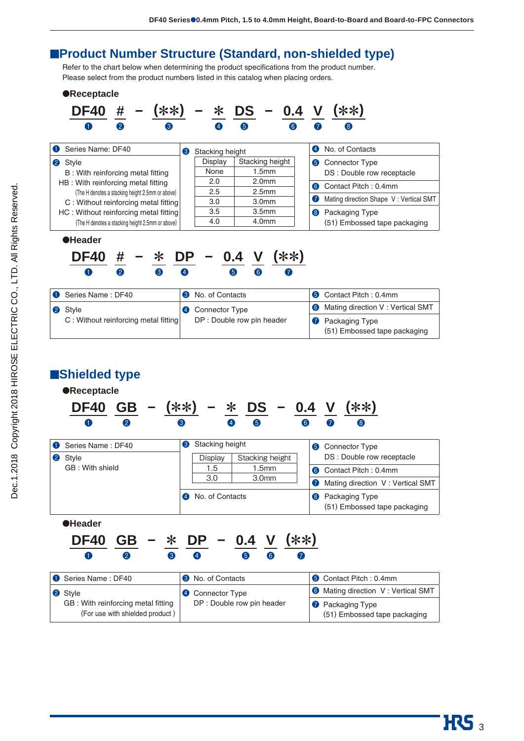## ■Product Number Structure (Standard, non-shielded type)

Refer to the chart below when determining the product specifications from the product number.
Please select from the product numbers listed in this catalog when placing orders.

### ●Receptacle

**DF40 # − (**) − * DS − 0.4 V (**)**
❶ ❷ ❸ ❹ ❺ ❻ ❼ ❽

❶ Series Name: DF40

❷ Style
- B : With reinforcing metal fitting
- HB : With reinforcing metal fitting (The H denotes a stacking height 2.5mm or above)
- C : Without reinforcing metal fitting
- HC : Without reinforcing metal fitting (The H denotes a stacking height 2.5mm or above)

❸ Stacking height

| Display | Stacking height |
|---|---|
| None | 1.5mm |
| 2.0 | 2.0mm |
| 2.5 | 2.5mm |
| 3.0 | 3.0mm |
| 3.5 | 3.5mm |
| 4.0 | 4.0mm |

❹ No. of Contacts

❺ Connector Type
DS : Double row receptacle

❻ Contact Pitch : 0.4mm

❼ Mating direction Shape V : Vertical SMT

❽ Packaging Type
(51) Embossed tape packaging

### ●Header

**DF40 # − * DP − 0.4 V (**)**
❶ ❷ ❸ ❹ ❺ ❻ ❼

❶ Series Name : DF40

❷ Style
C : Without reinforcing metal fitting

❸ No. of Contacts

❹ Connector Type
DP : Double row pin header

❺ Contact Pitch : 0.4mm

❻ Mating direction V : Vertical SMT

❼ Packaging Type
(51) Embossed tape packaging

## ■Shielded type

### ●Receptacle

**DF40 GB − (**) − * DS − 0.4 V (**)**
❶ ❷ ❸ ❹ ❺ ❻ ❼ ❽

❶ Series Name : DF40

❷ Style
GB : With shield

❸ Stacking height

| Display | Stacking height |
|---|---|
| 1.5 | 1.5mm |
| 3.0 | 3.0mm |

❹ No. of Contacts

❺ Connector Type
DS : Double row receptacle

❻ Contact Pitch : 0.4mm

❼ Mating direction V : Vertical SMT

❽ Packaging Type
(51) Embossed tape packaging

### ●Header

**DF40 GB − * DP − 0.4 V (**)**
❶ ❷ ❸ ❹ ❺ ❻ ❼

❶ Series Name : DF40

❷ Style
GB : With reinforcing metal fitting
(For use with shielded product )

❸ No. of Contacts

❹ Connector Type
DP : Double row pin header

❺ Contact Pitch : 0.4mm

❻ Mating direction V : Vertical SMT

❼ Packaging Type
(51) Embossed tape packaging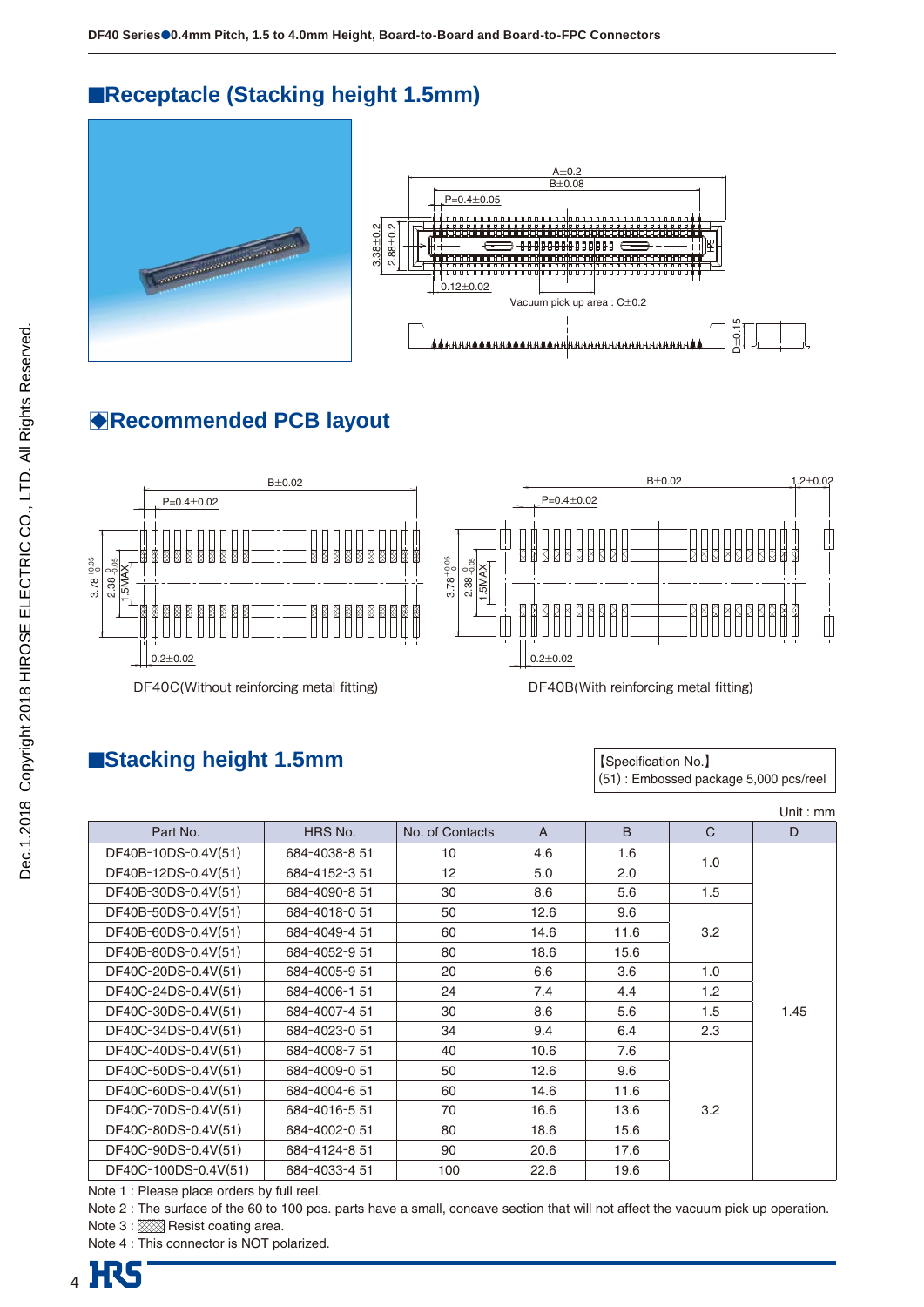## ■Receptacle (Stacking height 1.5mm)

## ◆Recommended PCB layout

DF40C(Without reinforcing metal fitting)

DF40B(With reinforcing metal fitting)

## ■Stacking height 1.5mm

【Specification No.】
(51) : Embossed package 5,000 pcs/reel

Unit : mm

| Part No. | HRS No. | No. of Contacts | A | B | C | D |
|---|---|---|---|---|---|---|
| DF40B-10DS-0.4V(51) | 684-4038-8 51 | 10 | 4.6 | 1.6 | 1.0 | 1.45 |
| DF40B-12DS-0.4V(51) | 684-4152-3 51 | 12 | 5.0 | 2.0 | 1.0 | 1.45 |
| DF40B-30DS-0.4V(51) | 684-4090-8 51 | 30 | 8.6 | 5.6 | 1.5 | 1.45 |
| DF40B-50DS-0.4V(51) | 684-4018-0 51 | 50 | 12.6 | 9.6 | 3.2 | 1.45 |
| DF40B-60DS-0.4V(51) | 684-4049-4 51 | 60 | 14.6 | 11.6 | 3.2 | 1.45 |
| DF40B-80DS-0.4V(51) | 684-4052-9 51 | 80 | 18.6 | 15.6 | 3.2 | 1.45 |
| DF40C-20DS-0.4V(51) | 684-4005-9 51 | 20 | 6.6 | 3.6 | 1.0 | 1.45 |
| DF40C-24DS-0.4V(51) | 684-4006-1 51 | 24 | 7.4 | 4.4 | 1.2 | 1.45 |
| DF40C-30DS-0.4V(51) | 684-4007-4 51 | 30 | 8.6 | 5.6 | 1.5 | 1.45 |
| DF40C-34DS-0.4V(51) | 684-4023-0 51 | 34 | 9.4 | 6.4 | 2.3 | 1.45 |
| DF40C-40DS-0.4V(51) | 684-4008-7 51 | 40 | 10.6 | 7.6 | 3.2 | 1.45 |
| DF40C-50DS-0.4V(51) | 684-4009-0 51 | 50 | 12.6 | 9.6 | 3.2 | 1.45 |
| DF40C-60DS-0.4V(51) | 684-4004-6 51 | 60 | 14.6 | 11.6 | 3.2 | 1.45 |
| DF40C-70DS-0.4V(51) | 684-4016-5 51 | 70 | 16.6 | 13.6 | 3.2 | 1.45 |
| DF40C-80DS-0.4V(51) | 684-4002-0 51 | 80 | 18.6 | 15.6 | 3.2 | 1.45 |
| DF40C-90DS-0.4V(51) | 684-4124-8 51 | 90 | 20.6 | 17.6 | 3.2 | 1.45 |
| DF40C-100DS-0.4V(51) | 684-4033-4 51 | 100 | 22.6 | 19.6 | 3.2 | 1.45 |

Note 1 : Please place orders by full reel.
Note 2 : The surface of the 60 to 100 pos. parts have a small, concave section that will not affect the vacuum pick up operation.
Note 3 : ▨ Resist coating area.
Note 4 : This connector is NOT polarized.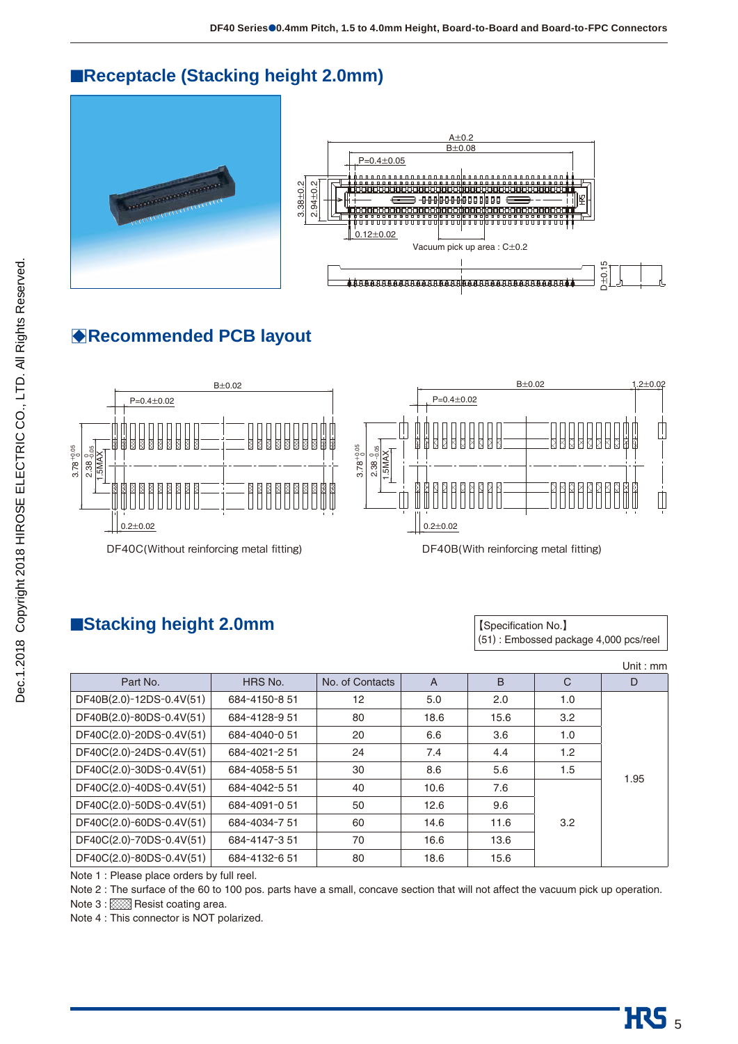## ■Receptacle (Stacking height 2.0mm)

A±0.2

B±0.08

P=0.4±0.05

3.38±0.2

2.94±0.2

0.12±0.02

Vacuum pick up area : C±0.2

D±0.15

## ◆Recommended PCB layout

B±0.02

P=0.4±0.02

$3.78^{+0.05}_{0}$

$2.38^{0}_{-0.05}$

1.5MAX

0.2±0.02

DF40C(Without reinforcing metal fitting)

B±0.02

1.2±0.02

P=0.4±0.02

$3.78^{+0.05}_{0}$

$2.38^{0}_{-0.05}$

1.5MAX

0.2±0.02

DF40B(With reinforcing metal fitting)

## ■Stacking height 2.0mm

【Specification No.】
(51) : Embossed package 4,000 pcs/reel

Unit : mm

| Part No. | HRS No. | No. of Contacts | A | B | C | D |
|---|---|---|---|---|---|---|
| DF40B(2.0)-12DS-0.4V(51) | 684-4150-8 51 | 12 | 5.0 | 2.0 | 1.0 | 1.95 |
| DF40B(2.0)-80DS-0.4V(51) | 684-4128-9 51 | 80 | 18.6 | 15.6 | 3.2 | |
| DF40C(2.0)-20DS-0.4V(51) | 684-4040-0 51 | 20 | 6.6 | 3.6 | 1.0 | |
| DF40C(2.0)-24DS-0.4V(51) | 684-4021-2 51 | 24 | 7.4 | 4.4 | 1.2 | |
| DF40C(2.0)-30DS-0.4V(51) | 684-4058-5 51 | 30 | 8.6 | 5.6 | 1.5 | |
| DF40C(2.0)-40DS-0.4V(51) | 684-4042-5 51 | 40 | 10.6 | 7.6 | 3.2 | |
| DF40C(2.0)-50DS-0.4V(51) | 684-4091-0 51 | 50 | 12.6 | 9.6 | | |
| DF40C(2.0)-60DS-0.4V(51) | 684-4034-7 51 | 60 | 14.6 | 11.6 | | |
| DF40C(2.0)-70DS-0.4V(51) | 684-4147-3 51 | 70 | 16.6 | 13.6 | | |
| DF40C(2.0)-80DS-0.4V(51) | 684-4132-6 51 | 80 | 18.6 | 15.6 | | |

Note 1 : Please place orders by full reel.

Note 2 : The surface of the 60 to 100 pos. parts have a small, concave section that will not affect the vacuum pick up operation.

Note 3 : ▨ Resist coating area.

Note 4 : This connector is NOT polarized.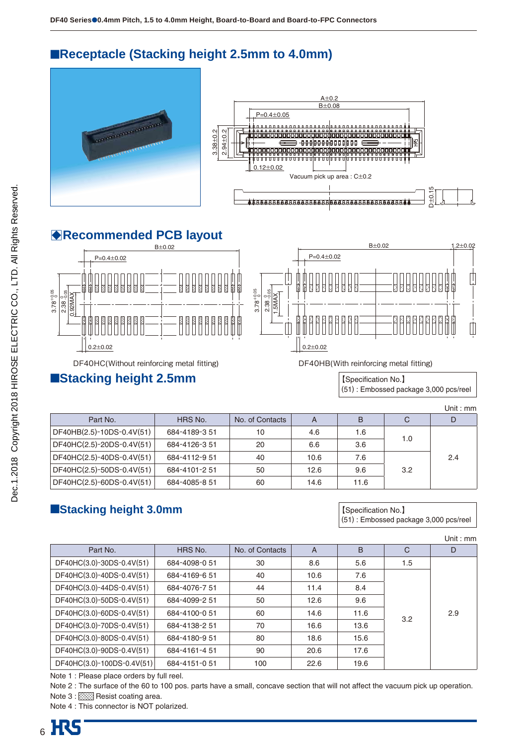## ■Receptacle (Stacking height 2.5mm to 4.0mm)

A±0.2
B±0.08
P=0.4±0.05
3.38±0.2
2.94±0.2
0.12±0.02
Vacuum pick up area : C±0.2
D±0.15

## ◆Recommended PCB layout

B±0.02
P=0.4±0.02
$3.78^{+0.05}_{0}$
$2.38^{0}_{-0.05}$
0.92MAX
0.2±0.02

DF40HC(Without reinforcing metal fitting)

B±0.02
1.2±0.02
P=0.4±0.02
$3.78^{+0.05}_{0}$
$2.38^{0}_{-0.05}$
1.5MAX
0.2±0.02

DF40HB(With reinforcing metal fitting)

## ■Stacking height 2.5mm

【Specification No.】
(51) : Embossed package 3,000 pcs/reel

Unit : mm

| Part No. | HRS No. | No. of Contacts | A | B | C | D |
|---|---|---|---|---|---|---|
| DF40HB(2.5)-10DS-0.4V(51) | 684-4189-3 51 | 10 | 4.6 | 1.6 | 1.0 | 2.4 |
| DF40HC(2.5)-20DS-0.4V(51) | 684-4126-3 51 | 20 | 6.6 | 3.6 | | |
| DF40HC(2.5)-40DS-0.4V(51) | 684-4112-9 51 | 40 | 10.6 | 7.6 | 3.2 | |
| DF40HC(2.5)-50DS-0.4V(51) | 684-4101-2 51 | 50 | 12.6 | 9.6 | | |
| DF40HC(2.5)-60DS-0.4V(51) | 684-4085-8 51 | 60 | 14.6 | 11.6 | | |

## ■Stacking height 3.0mm

【Specification No.】
(51) : Embossed package 3,000 pcs/reel

Unit : mm

| Part No. | HRS No. | No. of Contacts | A | B | C | D |
|---|---|---|---|---|---|---|
| DF40HC(3.0)-30DS-0.4V(51) | 684-4098-0 51 | 30 | 8.6 | 5.6 | 1.5 | 2.9 |
| DF40HC(3.0)-40DS-0.4V(51) | 684-4169-6 51 | 40 | 10.6 | 7.6 | 3.2 | |
| DF40HC(3.0)-44DS-0.4V(51) | 684-4076-7 51 | 44 | 11.4 | 8.4 | | |
| DF40HC(3.0)-50DS-0.4V(51) | 684-4099-2 51 | 50 | 12.6 | 9.6 | | |
| DF40HC(3.0)-60DS-0.4V(51) | 684-4100-0 51 | 60 | 14.6 | 11.6 | | |
| DF40HC(3.0)-70DS-0.4V(51) | 684-4138-2 51 | 70 | 16.6 | 13.6 | | |
| DF40HC(3.0)-80DS-0.4V(51) | 684-4180-9 51 | 80 | 18.6 | 15.6 | | |
| DF40HC(3.0)-90DS-0.4V(51) | 684-4161-4 51 | 90 | 20.6 | 17.6 | | |
| DF40HC(3.0)-100DS-0.4V(51) | 684-4151-0 51 | 100 | 22.6 | 19.6 | | |

Note 1 : Please place orders by full reel.
Note 2 : The surface of the 60 to 100 pos. parts have a small, concave section that will not affect the vacuum pick up operation.
Note 3 : ▒ Resist coating area.
Note 4 : This connector is NOT polarized.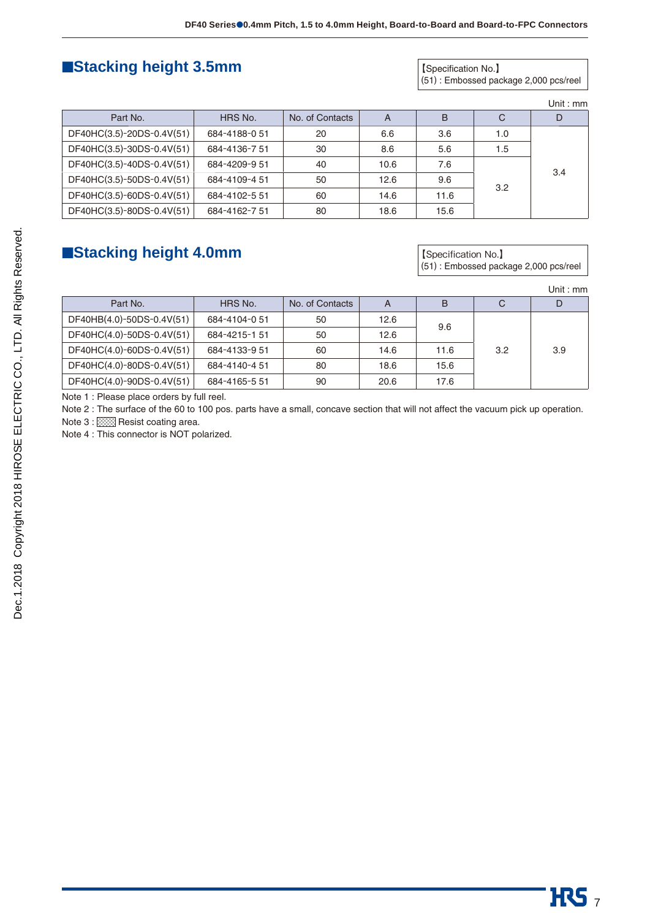## ■Stacking height 3.5mm

【Specification No.】
(51) : Embossed package 2,000 pcs/reel

Unit : mm

| Part No. | HRS No. | No. of Contacts | A | B | C | D |
|---|---|---|---|---|---|---|
| DF40HC(3.5)-20DS-0.4V(51) | 684-4188-0 51 | 20 | 6.6 | 3.6 | 1.0 | 3.4 |
| DF40HC(3.5)-30DS-0.4V(51) | 684-4136-7 51 | 30 | 8.6 | 5.6 | 1.5 | |
| DF40HC(3.5)-40DS-0.4V(51) | 684-4209-9 51 | 40 | 10.6 | 7.6 | 3.2 | |
| DF40HC(3.5)-50DS-0.4V(51) | 684-4109-4 51 | 50 | 12.6 | 9.6 | | |
| DF40HC(3.5)-60DS-0.4V(51) | 684-4102-5 51 | 60 | 14.6 | 11.6 | | |
| DF40HC(3.5)-80DS-0.4V(51) | 684-4162-7 51 | 80 | 18.6 | 15.6 | | |

## ■Stacking height 4.0mm

【Specification No.】
(51) : Embossed package 2,000 pcs/reel

Unit : mm

| Part No. | HRS No. | No. of Contacts | A | B | C | D |
|---|---|---|---|---|---|---|
| DF40HB(4.0)-50DS-0.4V(51) | 684-4104-0 51 | 50 | 12.6 | 9.6 | 3.2 | 3.9 |
| DF40HC(4.0)-50DS-0.4V(51) | 684-4215-1 51 | 50 | 12.6 | | | |
| DF40HC(4.0)-60DS-0.4V(51) | 684-4133-9 51 | 60 | 14.6 | 11.6 | | |
| DF40HC(4.0)-80DS-0.4V(51) | 684-4140-4 51 | 80 | 18.6 | 15.6 | | |
| DF40HC(4.0)-90DS-0.4V(51) | 684-4165-5 51 | 90 | 20.6 | 17.6 | | |

Note 1 : Please place orders by full reel.

Note 2 : The surface of the 60 to 100 pos. parts have a small, concave section that will not affect the vacuum pick up operation.

Note 3 : ▨ Resist coating area.

Note 4 : This connector is NOT polarized.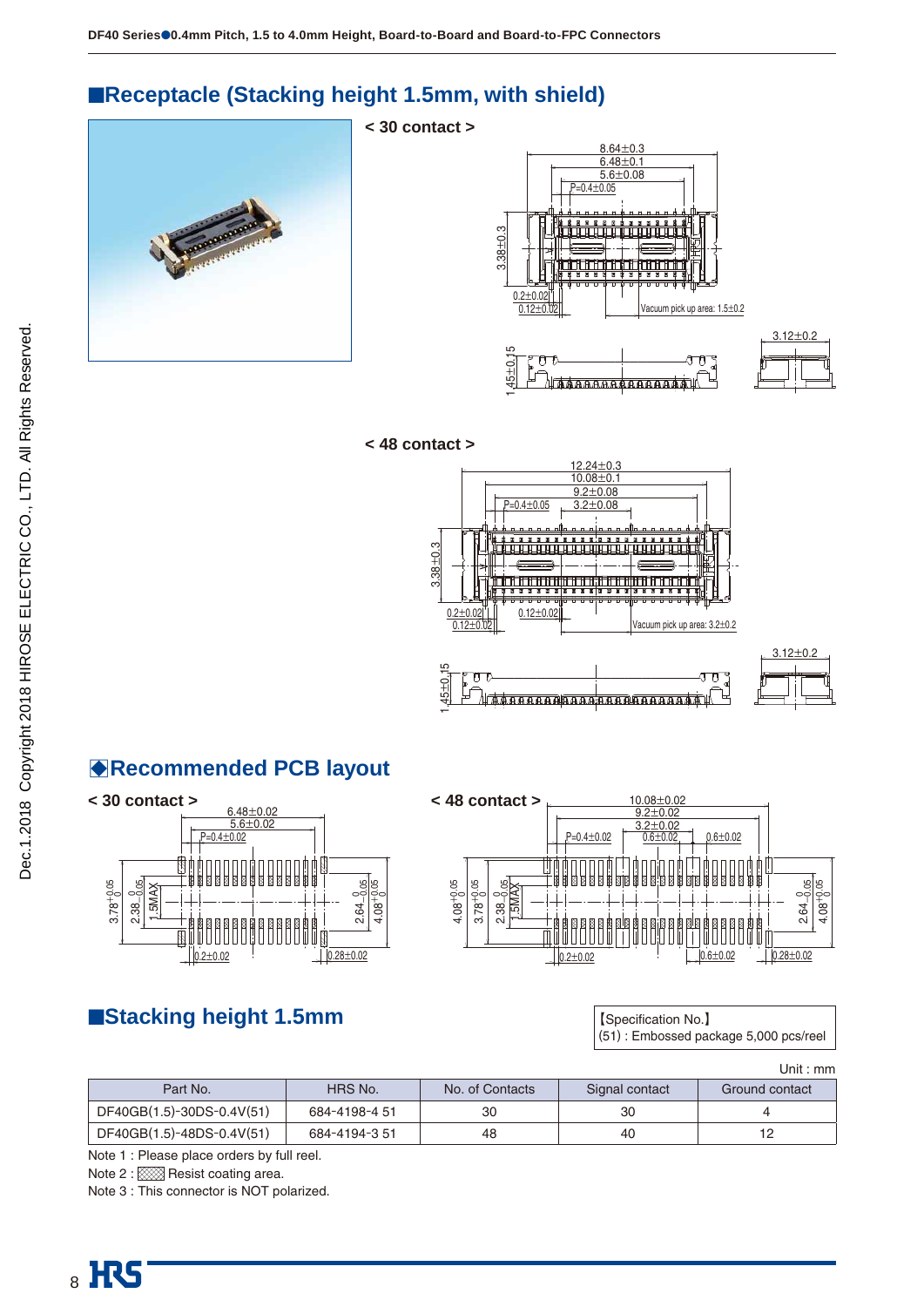## ■Receptacle (Stacking height 1.5mm, with shield)

< 30 contact >

< 48 contact >

## ◆Recommended PCB layout

< 30 contact >

< 48 contact >

## ■Stacking height 1.5mm

【Specification No.】
(51) : Embossed package 5,000 pcs/reel

Unit : mm

| Part No. | HRS No. | No. of Contacts | Signal contact | Ground contact |
|---|---|---|---|---|
| DF40GB(1.5)-30DS-0.4V(51) | 684-4198-4 51 | 30 | 30 | 4 |
| DF40GB(1.5)-48DS-0.4V(51) | 684-4194-3 51 | 48 | 40 | 12 |

Note 1 : Please place orders by full reel.

Note 2 : ▒ Resist coating area.

Note 3 : This connector is NOT polarized.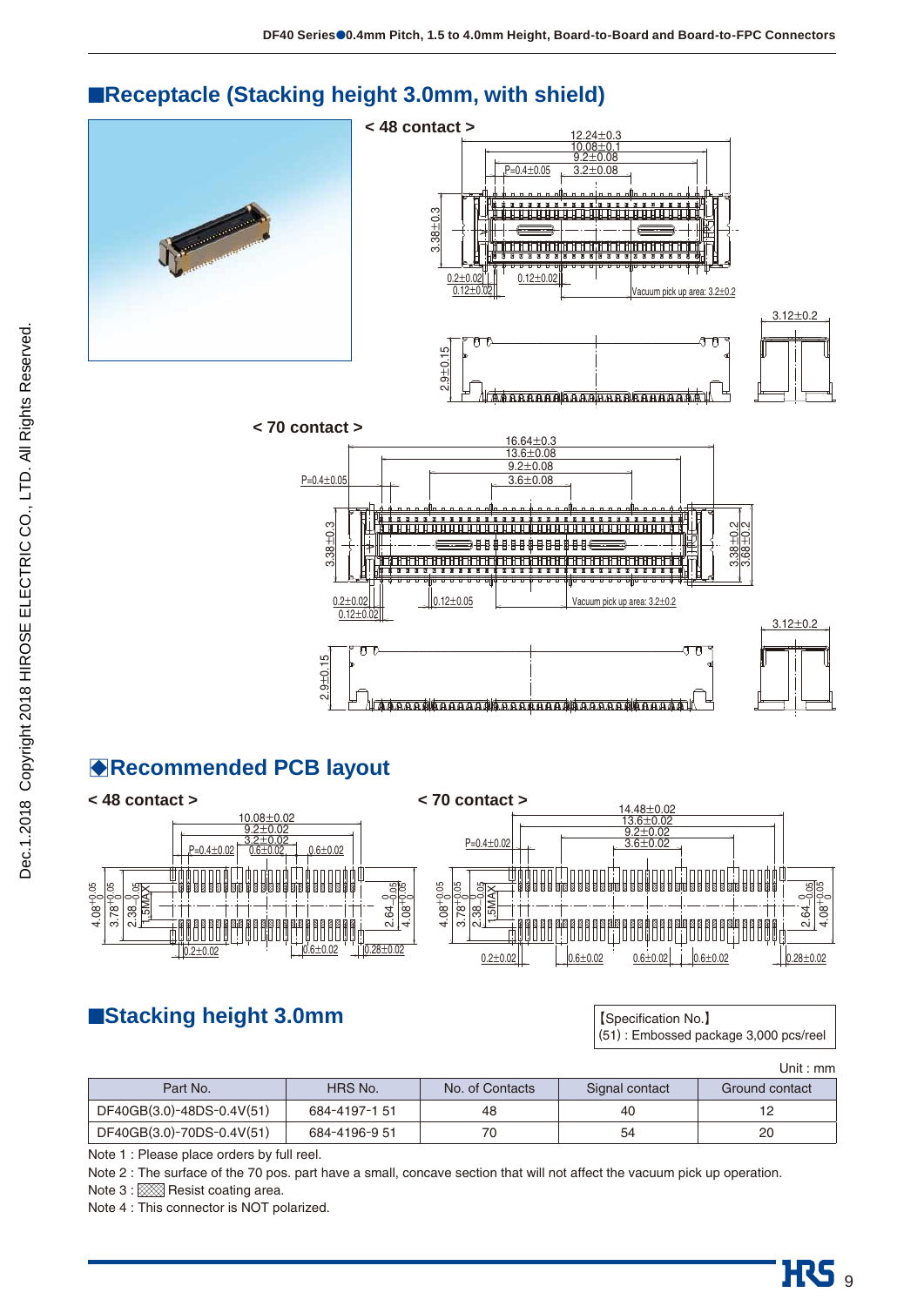## ■Receptacle (Stacking height 3.0mm, with shield)

< 48 contact >

< 70 contact >

## ◆Recommended PCB layout

< 48 contact >

< 70 contact >

## ■Stacking height 3.0mm

【Specification No.】
(51) : Embossed package 3,000 pcs/reel

Unit : mm

| Part No. | HRS No. | No. of Contacts | Signal contact | Ground contact |
|---|---|---|---|---|
| DF40GB(3.0)-48DS-0.4V(51) | 684-4197-1 51 | 48 | 40 | 12 |
| DF40GB(3.0)-70DS-0.4V(51) | 684-4196-9 51 | 70 | 54 | 20 |

Note 1 : Please place orders by full reel.

Note 2 : The surface of the 70 pos. part have a small, concave section that will not affect the vacuum pick up operation.

Note 3 : ▨ Resist coating area.

Note 4 : This connector is NOT polarized.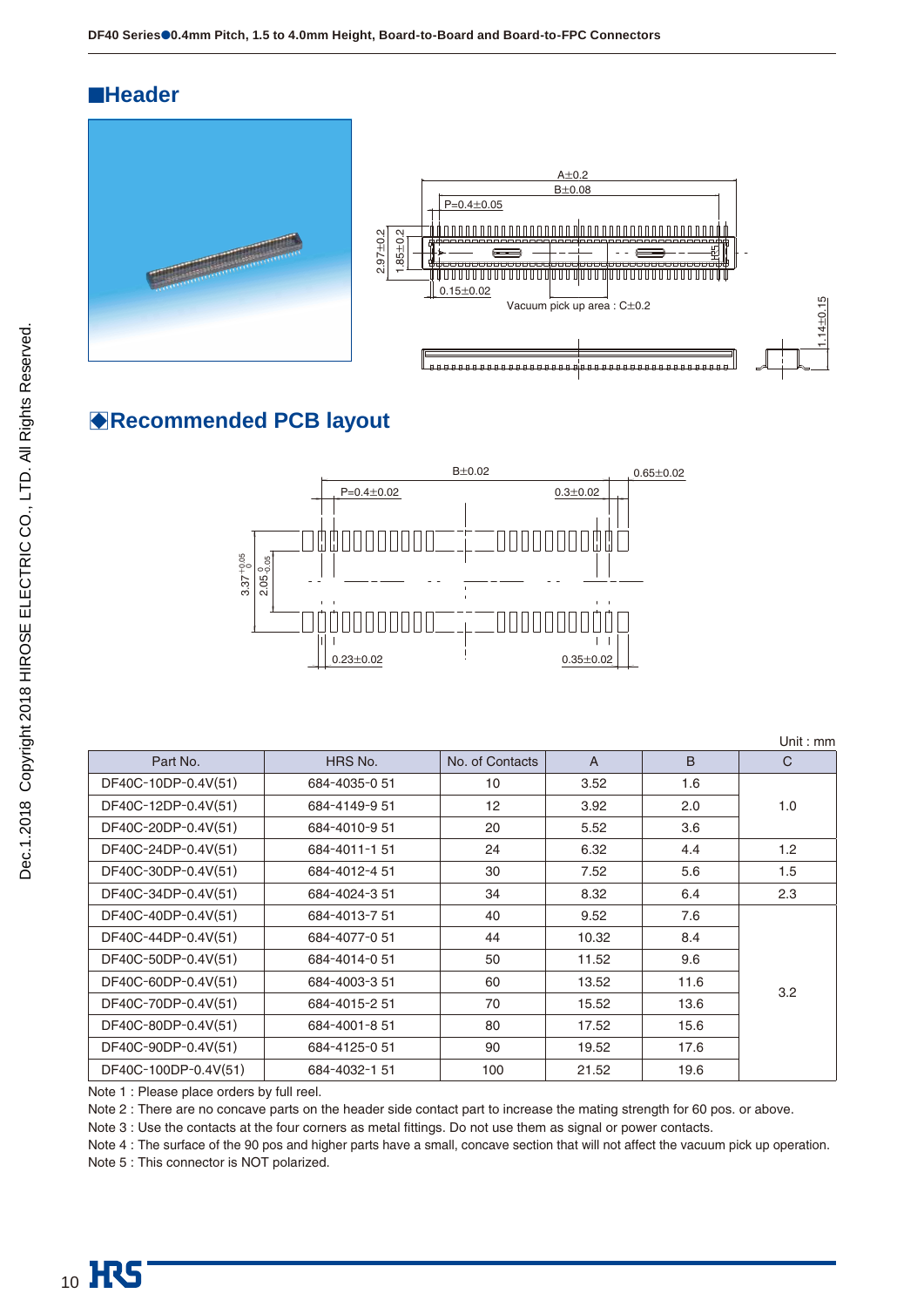## ■Header

A±0.2

B±0.08

P=0.4±0.05

2.97±0.2

1.85±0.2

0.15±0.02

Vacuum pick up area : C±0.2

1.14±0.15

## ◆Recommended PCB layout

B±0.02

0.65±0.02

P=0.4±0.02

0.3±0.02

$3.37^{+0.05}_{0}$

$2.05^{0}_{-0.05}$

0.23±0.02

0.35±0.02

Unit : mm

| Part No. | HRS No. | No. of Contacts | A | B | C |
|---|---|---|---|---|---|
| DF40C-10DP-0.4V(51) | 684-4035-0 51 | 10 | 3.52 | 1.6 | 1.0 |
| DF40C-12DP-0.4V(51) | 684-4149-9 51 | 12 | 3.92 | 2.0 | |
| DF40C-20DP-0.4V(51) | 684-4010-9 51 | 20 | 5.52 | 3.6 | |
| DF40C-24DP-0.4V(51) | 684-4011-1 51 | 24 | 6.32 | 4.4 | 1.2 |
| DF40C-30DP-0.4V(51) | 684-4012-4 51 | 30 | 7.52 | 5.6 | 1.5 |
| DF40C-34DP-0.4V(51) | 684-4024-3 51 | 34 | 8.32 | 6.4 | 2.3 |
| DF40C-40DP-0.4V(51) | 684-4013-7 51 | 40 | 9.52 | 7.6 | 3.2 |
| DF40C-44DP-0.4V(51) | 684-4077-0 51 | 44 | 10.32 | 8.4 | |
| DF40C-50DP-0.4V(51) | 684-4014-0 51 | 50 | 11.52 | 9.6 | |
| DF40C-60DP-0.4V(51) | 684-4003-3 51 | 60 | 13.52 | 11.6 | |
| DF40C-70DP-0.4V(51) | 684-4015-2 51 | 70 | 15.52 | 13.6 | |
| DF40C-80DP-0.4V(51) | 684-4001-8 51 | 80 | 17.52 | 15.6 | |
| DF40C-90DP-0.4V(51) | 684-4125-0 51 | 90 | 19.52 | 17.6 | |
| DF40C-100DP-0.4V(51) | 684-4032-1 51 | 100 | 21.52 | 19.6 | |

Note 1 : Please place orders by full reel.

Note 2 : There are no concave parts on the header side contact part to increase the mating strength for 60 pos. or above.

Note 3 : Use the contacts at the four corners as metal fittings. Do not use them as signal or power contacts.

Note 4 : The surface of the 90 pos and higher parts have a small, concave section that will not affect the vacuum pick up operation.

Note 5 : This connector is NOT polarized.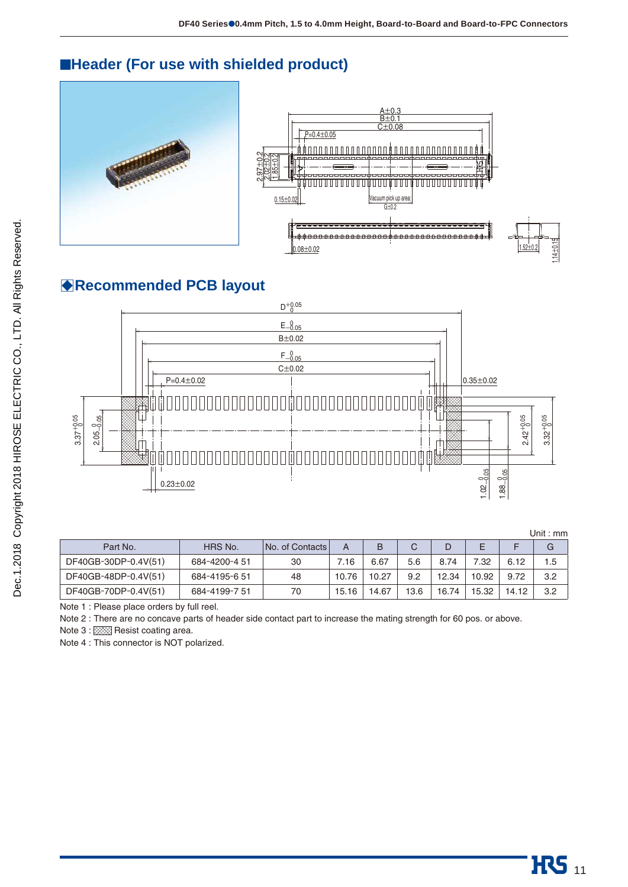## ■Header (For use with shielded product)

## ◆Recommended PCB layout

Unit : mm

| Part No. | HRS No. | No. of Contacts | A | B | C | D | E | F | G |
|---|---|---|---|---|---|---|---|---|---|
| DF40GB-30DP-0.4V(51) | 684-4200-4 51 | 30 | 7.16 | 6.67 | 5.6 | 8.74 | 7.32 | 6.12 | 1.5 |
| DF40GB-48DP-0.4V(51) | 684-4195-6 51 | 48 | 10.76 | 10.27 | 9.2 | 12.34 | 10.92 | 9.72 | 3.2 |
| DF40GB-70DP-0.4V(51) | 684-4199-7 51 | 70 | 15.16 | 14.67 | 13.6 | 16.74 | 15.32 | 14.12 | 3.2 |

Note 1 : Please place orders by full reel.

Note 2 : There are no concave parts of header side contact part to increase the mating strength for 60 pos. or above.

Note 3 : ▨ Resist coating area.

Note 4 : This connector is NOT polarized.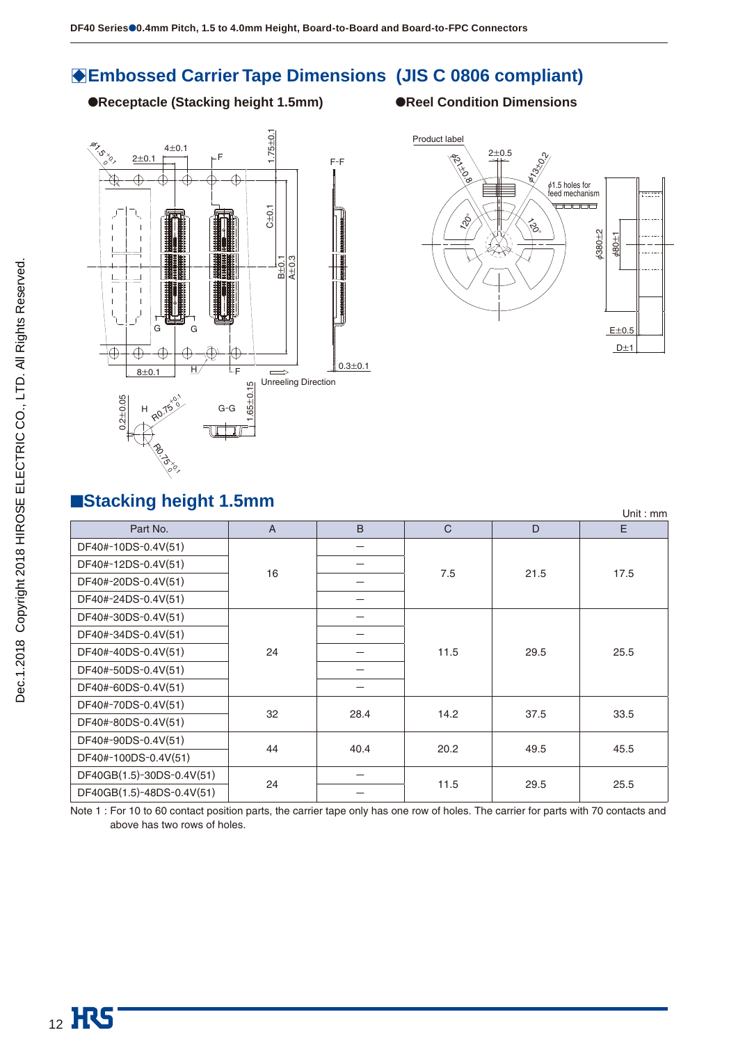## ◆Embossed Carrier Tape Dimensions (JIS C 0806 compliant)

●Receptacle (Stacking height 1.5mm)

●Reel Condition Dimensions

Product label

ϕ1.5 holes for feed mechanism

Unreeling Direction

## ■Stacking height 1.5mm

Unit : mm

| Part No. | A | B | C | D | E |
|---|---|---|---|---|---|
| DF40#-10DS-0.4V(51) | 16 | — | 7.5 | 21.5 | 17.5 |
| DF40#-12DS-0.4V(51) | | — | | | |
| DF40#-20DS-0.4V(51) | | — | | | |
| DF40#-24DS-0.4V(51) | | — | | | |
| DF40#-30DS-0.4V(51) | 24 | — | 11.5 | 29.5 | 25.5 |
| DF40#-34DS-0.4V(51) | | — | | | |
| DF40#-40DS-0.4V(51) | | — | | | |
| DF40#-50DS-0.4V(51) | | — | | | |
| DF40#-60DS-0.4V(51) | | — | | | |
| DF40#-70DS-0.4V(51) | 32 | 28.4 | 14.2 | 37.5 | 33.5 |
| DF40#-80DS-0.4V(51) | | | | | |
| DF40#-90DS-0.4V(51) | 44 | 40.4 | 20.2 | 49.5 | 45.5 |
| DF40#-100DS-0.4V(51) | | | | | |
| DF40GB(1.5)-30DS-0.4V(51) | 24 | — | 11.5 | 29.5 | 25.5 |
| DF40GB(1.5)-48DS-0.4V(51) | | — | | | |

Note 1 : For 10 to 60 contact position parts, the carrier tape only has one row of holes. The carrier for parts with 70 contacts and above has two rows of holes.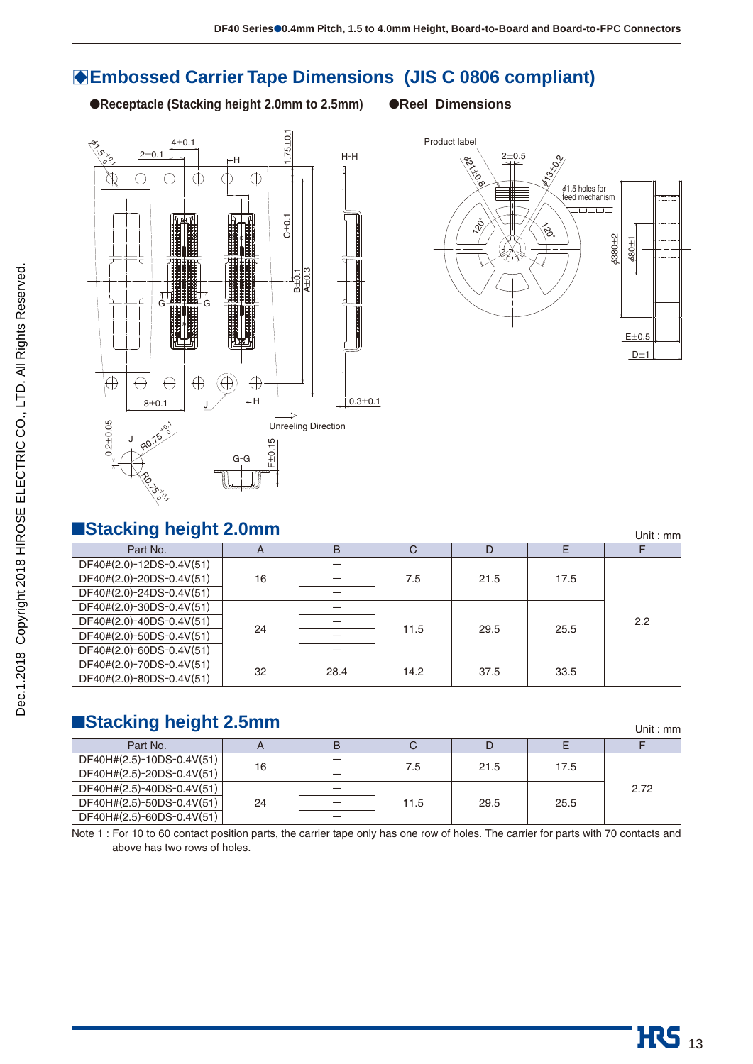## ◆Embossed Carrier Tape Dimensions (JIS C 0806 compliant)

●Receptacle (Stacking height 2.0mm to 2.5mm) ●Reel Dimensions

## ■Stacking height 2.0mm

Unit : mm

| Part No. | A | B | C | D | E | F |
|---|---|---|---|---|---|---|
| DF40#(2.0)-12DS-0.4V(51) | 16 | – | 7.5 | 21.5 | 17.5 | 2.2 |
| DF40#(2.0)-20DS-0.4V(51) | | – | | | | |
| DF40#(2.0)-24DS-0.4V(51) | | – | | | | |
| DF40#(2.0)-30DS-0.4V(51) | 24 | – | 11.5 | 29.5 | 25.5 | |
| DF40#(2.0)-40DS-0.4V(51) | | – | | | | |
| DF40#(2.0)-50DS-0.4V(51) | | – | | | | |
| DF40#(2.0)-60DS-0.4V(51) | | – | | | | |
| DF40#(2.0)-70DS-0.4V(51) | 32 | 28.4 | 14.2 | 37.5 | 33.5 | |
| DF40#(2.0)-80DS-0.4V(51) | | | | | | |

## ■Stacking height 2.5mm

Unit : mm

| Part No. | A | B | C | D | E | F |
|---|---|---|---|---|---|---|
| DF40H#(2.5)-10DS-0.4V(51) | 16 | – | 7.5 | 21.5 | 17.5 | 2.72 |
| DF40H#(2.5)-20DS-0.4V(51) | | – | | | | |
| DF40H#(2.5)-40DS-0.4V(51) | 24 | – | 11.5 | 29.5 | 25.5 | |
| DF40H#(2.5)-50DS-0.4V(51) | | – | | | | |
| DF40H#(2.5)-60DS-0.4V(51) | | – | | | | |

Note 1 : For 10 to 60 contact position parts, the carrier tape only has one row of holes. The carrier for parts with 70 contacts and above has two rows of holes.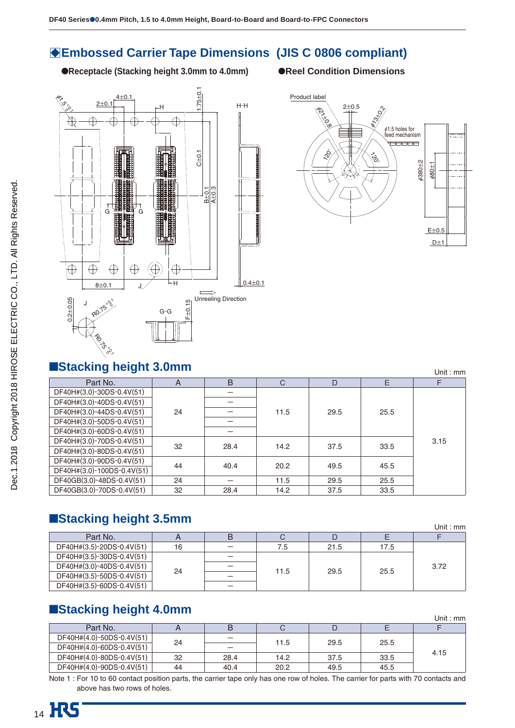## ◆Embossed Carrier Tape Dimensions (JIS C 0806 compliant)

●Receptacle (Stacking height 3.0mm to 4.0mm)

●Reel Condition Dimensions

## ■Stacking height 3.0mm

Unit : mm

| Part No. | A | B | C | D | E | F |
|---|---|---|---|---|---|---|
| DF40H#(3.0)-30DS-0.4V(51) | 24 | — | 11.5 | 29.5 | 25.5 | 3.15 |
| DF40H#(3.0)-40DS-0.4V(51) | | — | | | | |
| DF40H#(3.0)-44DS-0.4V(51) | | — | | | | |
| DF40H#(3.0)-50DS-0.4V(51) | | — | | | | |
| DF40H#(3.0)-60DS-0.4V(51) | | — | | | | |
| DF40H#(3.0)-70DS-0.4V(51) | 32 | 28.4 | 14.2 | 37.5 | 33.5 | |
| DF40H#(3.0)-80DS-0.4V(51) | | | | | | |
| DF40H#(3.0)-90DS-0.4V(51) | 44 | 40.4 | 20.2 | 49.5 | 45.5 | |
| DF40H#(3.0)-100DS-0.4V(51) | | | | | | |
| DF40GB(3.0)-48DS-0.4V(51) | 24 | — | 11.5 | 29.5 | 25.5 | |
| DF40GB(3.0)-70DS-0.4V(51) | 32 | 28.4 | 14.2 | 37.5 | 33.5 | |

## ■Stacking height 3.5mm

Unit : mm

| Part No. | A | B | C | D | E | F |
|---|---|---|---|---|---|---|
| DF40H#(3.5)-20DS-0.4V(51) | 16 | — | 7.5 | 21.5 | 17.5 | 3.72 |
| DF40H#(3.5)-30DS-0.4V(51) | 24 | — | 11.5 | 29.5 | 25.5 | |
| DF40H#(3.0)-40DS-0.4V(51) | | — | | | | |
| DF40H#(3.5)-50DS-0.4V(51) | | — | | | | |
| DF40H#(3.5)-60DS-0.4V(51) | | — | | | | |

## ■Stacking height 4.0mm

Unit : mm

| Part No. | A | B | C | D | E | F |
|---|---|---|---|---|---|---|
| DF40H#(4.0)-50DS-0.4V(51) | 24 | — | 11.5 | 29.5 | 25.5 | 4.15 |
| DF40H#(4.0)-60DS-0.4V(51) | | — | | | | |
| DF40H#(4.0)-80DS-0.4V(51) | 32 | 28.4 | 14.2 | 37.5 | 33.5 | |
| DF40H#(4.0)-90DS-0.4V(51) | 44 | 40.4 | 20.2 | 49.5 | 45.5 | |

Note 1 : For 10 to 60 contact position parts, the carrier tape only has one row of holes. The carrier for parts with 70 contacts and above has two rows of holes.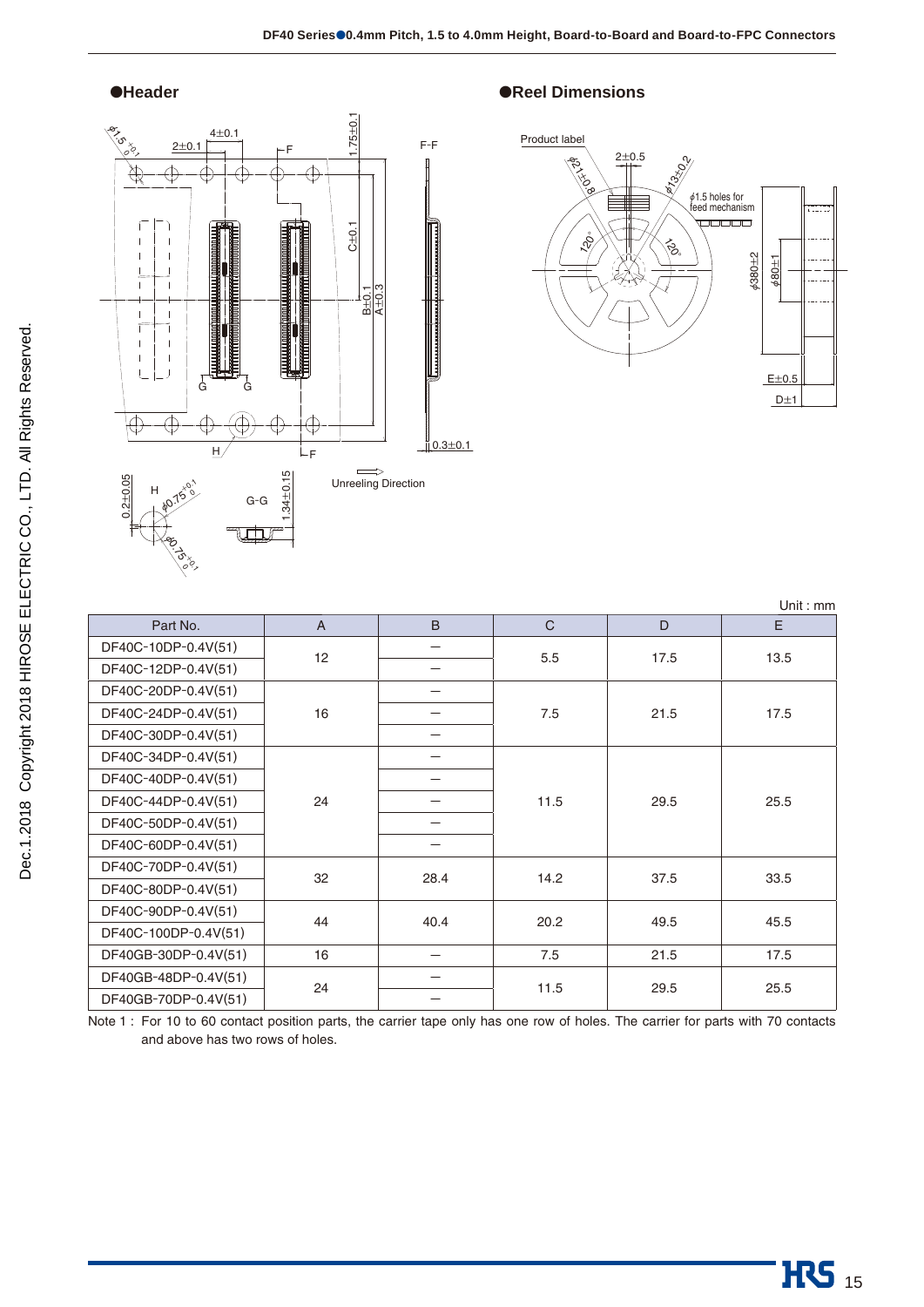## ●Header

## ●Reel Dimensions

Unit : mm

| Part No. | A | B | C | D | E |
|---|---|---|---|---|---|
| DF40C-10DP-0.4V(51) | 12 | — | 5.5 | 17.5 | 13.5 |
| DF40C-12DP-0.4V(51) | | — | | | |
| DF40C-20DP-0.4V(51) | 16 | — | 7.5 | 21.5 | 17.5 |
| DF40C-24DP-0.4V(51) | | — | | | |
| DF40C-30DP-0.4V(51) | | — | | | |
| DF40C-34DP-0.4V(51) | 24 | — | 11.5 | 29.5 | 25.5 |
| DF40C-40DP-0.4V(51) | | — | | | |
| DF40C-44DP-0.4V(51) | | — | | | |
| DF40C-50DP-0.4V(51) | | — | | | |
| DF40C-60DP-0.4V(51) | | — | | | |
| DF40C-70DP-0.4V(51) | 32 | 28.4 | 14.2 | 37.5 | 33.5 |
| DF40C-80DP-0.4V(51) | | | | | |
| DF40C-90DP-0.4V(51) | 44 | 40.4 | 20.2 | 49.5 | 45.5 |
| DF40C-100DP-0.4V(51) | | | | | |
| DF40GB-30DP-0.4V(51) | 16 | — | 7.5 | 21.5 | 17.5 |
| DF40GB-48DP-0.4V(51) | 24 | — | 11.5 | 29.5 | 25.5 |
| DF40GB-70DP-0.4V(51) | | — | | | |

Note 1 : For 10 to 60 contact position parts, the carrier tape only has one row of holes. The carrier for parts with 70 contacts and above has two rows of holes.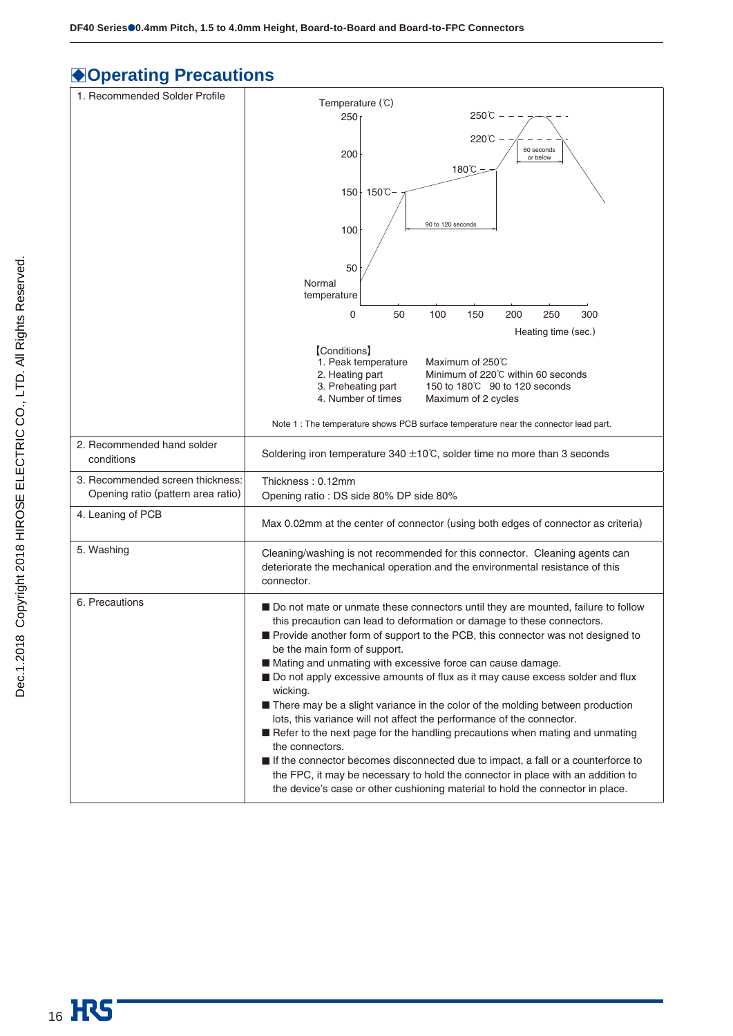## ◆Operating Precautions

| | |
|---|---|
| 1. Recommended Solder Profile | Temperature (℃) 250℃ / 220℃ / 180℃ / 150℃; 60 seconds or below; 90 to 120 seconds; Normal temperature; Heating time (sec.)<br><br>【Conditions】<br>1. Peak temperature: Maximum of 250℃<br>2. Heating part: Minimum of 220℃ within 60 seconds<br>3. Preheating part: 150 to 180℃ 90 to 120 seconds<br>4. Number of times: Maximum of 2 cycles<br><br>Note 1 : The temperature shows PCB surface temperature near the connector lead part. |
| 2. Recommended hand solder conditions | Soldering iron temperature 340 ±10℃, solder time no more than 3 seconds |
| 3. Recommended screen thickness: Opening ratio (pattern area ratio) | Thickness : 0.12mm<br>Opening ratio : DS side 80% DP side 80% |
| 4. Leaning of PCB | Max 0.02mm at the center of connector (using both edges of connector as criteria) |
| 5. Washing | Cleaning/washing is not recommended for this connector. Cleaning agents can deteriorate the mechanical operation and the environmental resistance of this connector. |
| 6. Precautions | ■ Do not mate or unmate these connectors until they are mounted, failure to follow this precaution can lead to deformation or damage to these connectors.<br>■ Provide another form of support to the PCB, this connector was not designed to be the main form of support.<br>■ Mating and unmating with excessive force can cause damage.<br>■ Do not apply excessive amounts of flux as it may cause excess solder and flux wicking.<br>■ There may be a slight variance in the color of the molding between production lots, this variance will not affect the performance of the connector.<br>■ Refer to the next page for the handling precautions when mating and unmating the connectors.<br>■ If the connector becomes disconnected due to impact, a fall or a counterforce to the FPC, it may be necessary to hold the connector in place with an addition to the device's case or other cushioning material to hold the connector in place. |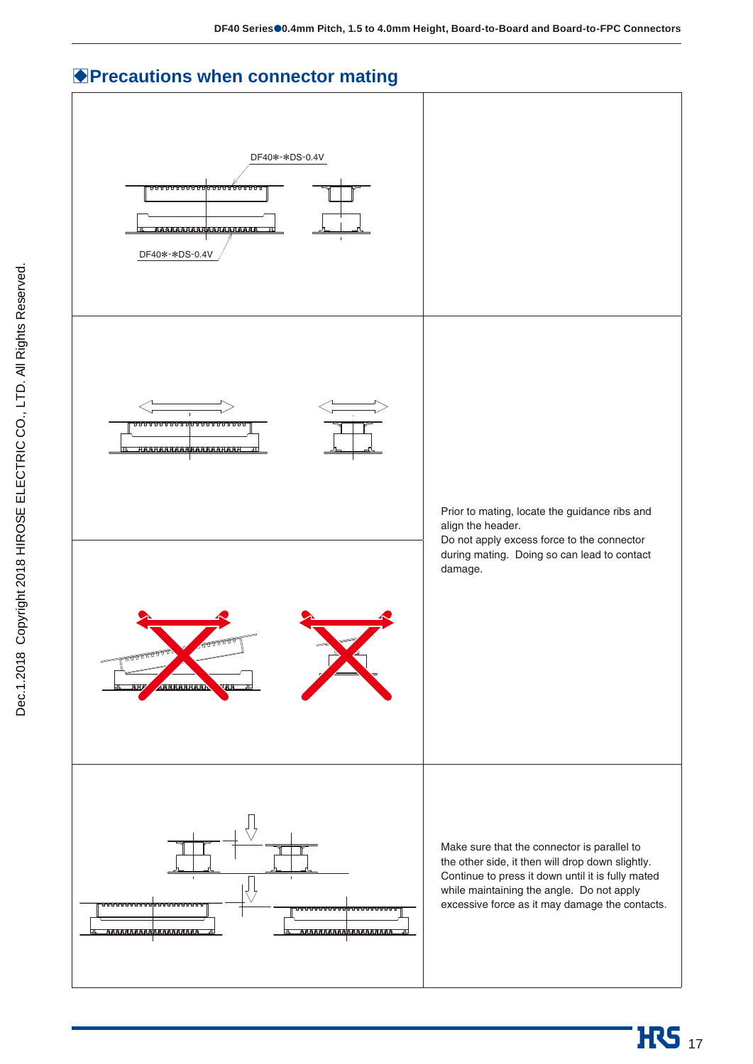## Precautions when connector mating

| | |
|---|---|
| DF40✱-✱DS-0.4V<br>DF40✱-✱DS-0.4V | |
| | Prior to mating, locate the guidance ribs and align the header.<br>Do not apply excess force to the connector during mating. Doing so can lead to contact damage. |
| | |
| | Make sure that the connector is parallel to the other side, it then will drop down slightly. Continue to press it down until it is fully mated while maintaining the angle. Do not apply excessive force as it may damage the contacts. |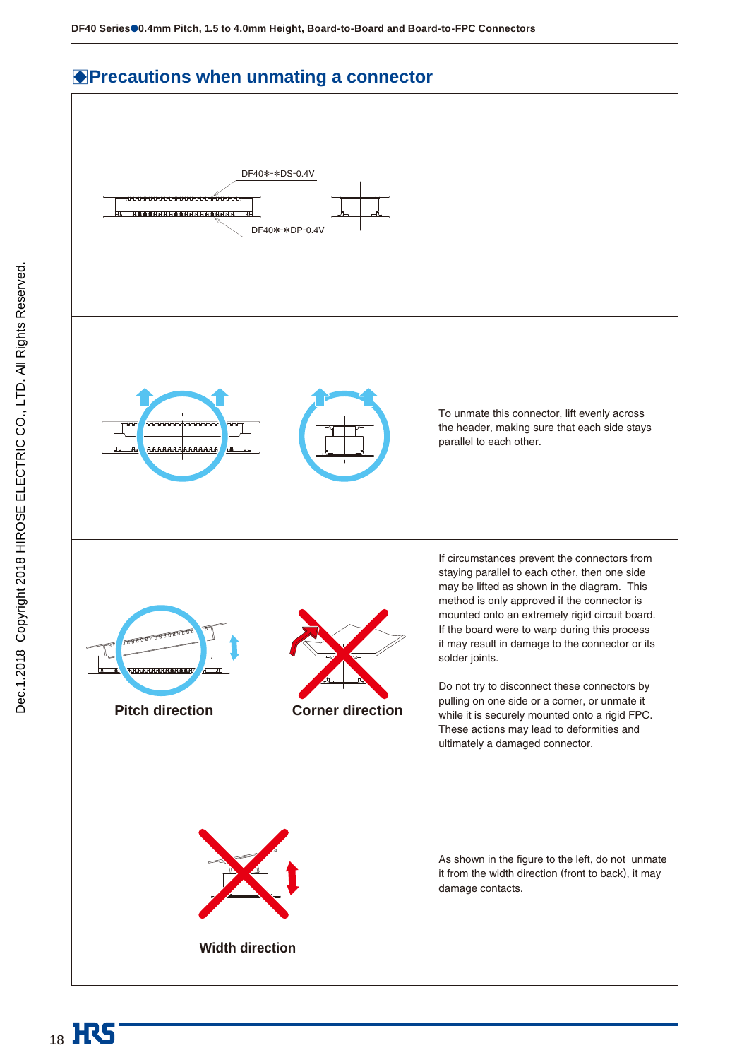## ◆Precautions when unmating a connector

| | |
|---|---|
| DF40✻-✻DS-0.4V<br>DF40✻-✻DP-0.4V | |
| | To unmate this connector, lift evenly across the header, making sure that each side stays parallel to each other. |
| Pitch direction<br>Corner direction | If circumstances prevent the connectors from staying parallel to each other, then one side may be lifted as shown in the diagram. This method is only approved if the connector is mounted onto an extremely rigid circuit board. If the board were to warp during this process it may result in damage to the connector or its solder joints.<br><br>Do not try to disconnect these connectors by pulling on one side or a corner, or unmate it while it is securely mounted onto a rigid FPC. These actions may lead to deformities and ultimately a damaged connector. |
| Width direction | As shown in the figure to the left, do not unmate it from the width direction (front to back), it may damage contacts. |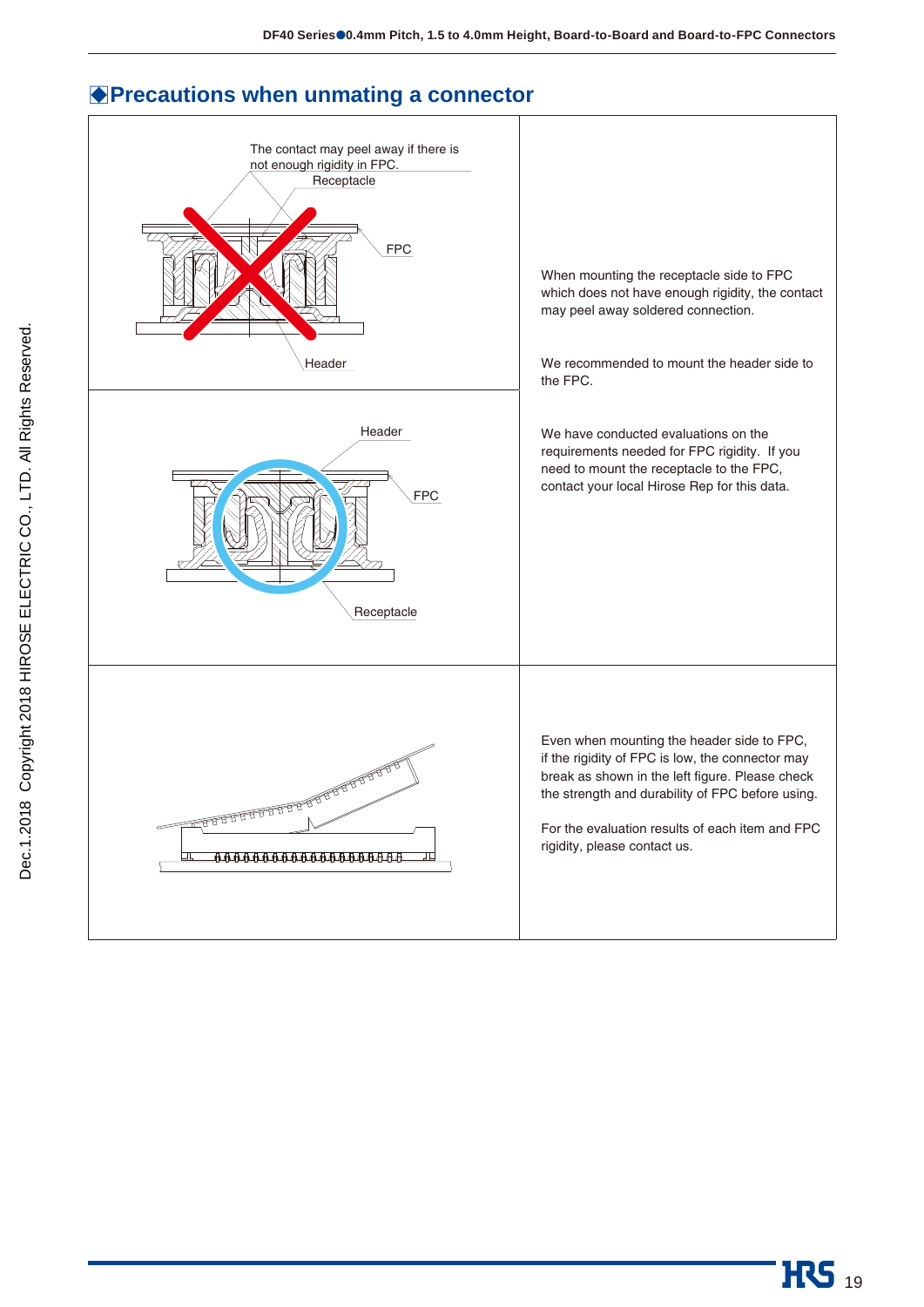## ◆Precautions when unmating a connector

| | |
|---|---|
| The contact may peel away if there is not enough rigidity in FPC.<br>Receptacle<br>FPC<br>Header | When mounting the receptacle side to FPC which does not have enough rigidity, the contact may peel away soldered connection.<br><br>We recommended to mount the header side to the FPC.<br><br>We have conducted evaluations on the requirements needed for FPC rigidity. If you need to mount the receptacle to the FPC, contact your local Hirose Rep for this data. |
| Header<br>FPC<br>Receptacle | |
| | Even when mounting the header side to FPC, if the rigidity of FPC is low, the connector may break as shown in the left figure. Please check the strength and durability of FPC before using.<br><br>For the evaluation results of each item and FPC rigidity, please contact us. |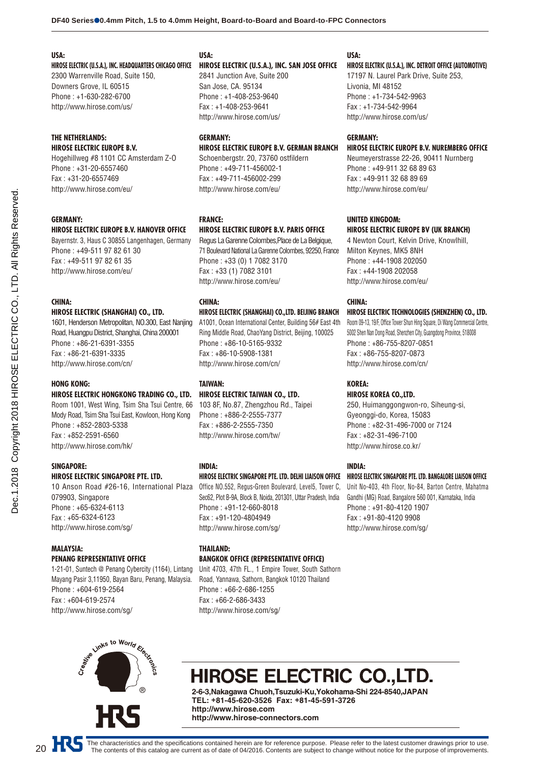**USA:**
**HIROSE ELECTRIC (U.S.A.), INC. HEADQUARTERS CHICAGO OFFICE**
2300 Warrenville Road, Suite 150,
Downers Grove, IL 60515
Phone : +1-630-282-6700
http://www.hirose.com/us/

**USA:**
**HIROSE ELECTRIC (U.S.A.), INC. SAN JOSE OFFICE**
2841 Junction Ave, Suite 200
San Jose, CA. 95134
Phone : +1-408-253-9640
Fax : +1-408-253-9641
http://www.hirose.com/us/

**USA:**
**HIROSE ELECTRIC (U.S.A.), INC. DETROIT OFFICE (AUTOMOTIVE)**
17197 N. Laurel Park Drive, Suite 253,
Livonia, MI 48152
Phone : +1-734-542-9963
Fax : +1-734-542-9964
http://www.hirose.com/us/

**THE NETHERLANDS:**
**HIROSE ELECTRIC EUROPE B.V.**
Hogehillweg #8 1101 CC Amsterdam Z-O
Phone : +31-20-6557460
Fax : +31-20-6557469
http://www.hirose.com/eu/

**GERMANY:**
**HIROSE ELECTRIC EUROPE B.V. GERMAN BRANCH**
Schoenbergstr. 20, 73760 ostfildern
Phone : +49-711-456002-1
Fax : +49-711-456002-299
http://www.hirose.com/eu/

**GERMANY:**
**HIROSE ELECTRIC EUROPE B.V. NUREMBERG OFFICE**
Neumeyerstrasse 22-26, 90411 Nurnberg
Phone : +49-911 32 68 89 63
Fax : +49-911 32 68 89 69
http://www.hirose.com/eu/

**GERMANY:**
**HIROSE ELECTRIC EUROPE B.V. HANOVER OFFICE**
Bayernstr. 3, Haus C 30855 Langenhagen, Germany
Phone : +49-511 97 82 61 30
Fax : +49-511 97 82 61 35
http://www.hirose.com/eu/

**FRANCE:**
**HIROSE ELECTRIC EUROPE B.V. PARIS OFFICE**
Regus La Garenne Colombes,Place de La Belgique,
71 Boulevard National La Garenne Colombes, 92250, France
Phone : +33 (0) 1 7082 3170
Fax : +33 (1) 7082 3101
http://www.hirose.com/eu/

**UNITED KINGDOM:**
**HIROSE ELECTRIC EUROPE BV (UK BRANCH)**
4 Newton Court, Kelvin Drive, Knowlhill,
Milton Keynes, MK5 8NH
Phone : +44-1908 202050
Fax : +44-1908 202058
http://www.hirose.com/eu/

**CHINA:**
**HIROSE ELECTRIC (SHANGHAI) CO., LTD.**
1601, Henderson Metropolitan, NO.300, East Nanjing Road, Huangpu District, Shanghai, China 200001
Phone : +86-21-6391-3355
Fax : +86-21-6391-3335
http://www.hirose.com/cn/

**CHINA:**
**HIROSE ELECTRIC (SHANGHAI) CO.,LTD. BEIJING BRANCH**
A1001, Ocean International Center, Building 56# East 4th Ring Middle Road, ChaoYang District, Beijing, 100025
Phone : +86-10-5165-9332
Fax : +86-10-5908-1381
http://www.hirose.com/cn/

**CHINA:**
**HIROSE ELECTRIC TECHNOLOGIES (SHENZHEN) CO., LTD.**
Room 09-13, 19/F, Office Tower Shun Hing Square, Di Wang Commercial Centre, 5002 Shen Nan Dong Road, Shenzhen City, Guangdong Province, 518008
Phone : +86-755-8207-0851
Fax : +86-755-8207-0873
http://www.hirose.com/cn/

**HONG KONG:**
**HIROSE ELECTRIC HONGKONG TRADING CO., LTD.**
Room 1001, West Wing, Tsim Sha Tsui Centre, 66 Mody Road, Tsim Sha Tsui East, Kowloon, Hong Kong
Phone : +852-2803-5338
Fax : +852-2591-6560
http://www.hirose.com/hk/

**TAIWAN:**
**HIROSE ELECTRIC TAIWAN CO., LTD.**
103 8F, No.87, Zhengzhou Rd., Taipei
Phone : +886-2-2555-7377
Fax : +886-2-2555-7350
http://www.hirose.com/tw/

**KOREA:**
**HIROSE KOREA CO.,LTD.**
250, Huimanggongwon-ro, Siheung-si,
Gyeonggi-do, Korea, 15083
Phone : +82-31-496-7000 or 7124
Fax : +82-31-496-7100
http://www.hirose.co.kr/

**SINGAPORE:**
**HIROSE ELECTRIC SINGAPORE PTE. LTD.**
10 Anson Road #26-16, International Plaza 079903, Singapore
Phone : +65-6324-6113
Fax : +65-6324-6123
http://www.hirose.com/sg/

**INDIA:**
**HIROSE ELECTRIC SINGAPORE PTE. LTD. DELHI LIAISON OFFICE**
Office NO.552, Regus-Green Boulevard, Level5, Tower C, Sec62, Plot B-9A, Block B, Noida, 201301, Uttar Pradesh, India
Phone : +91-12-660-8018
Fax : +91-120-4804949
http://www.hirose.com/sg/

**INDIA:**
**HIROSE ELECTRIC SINGAPORE PTE. LTD. BANGALORE LIAISON OFFICE**
Unit No-403, 4th Floor, No-84, Barton Centre, Mahatma Gandhi (MG) Road, Bangalore 560 001, Karnataka, India
Phone : +91-80-4120 1907
Fax : +91-80-4120 9908
http://www.hirose.com/sg/

**MALAYSIA:**
**PENANG REPRESENTATIVE OFFICE**
1-21-01, Suntech @ Penang Cybercity (1164), Lintang Mayang Pasir 3,11950, Bayan Baru, Penang, Malaysia.
Phone : +604-619-2564
Fax : +604-619-2574
http://www.hirose.com/sg/

**THAILAND:**
**BANGKOK OFFICE (REPRESENTATIVE OFFICE)**
Unit 4703, 47th FL., 1 Empire Tower, South Sathorn Road, Yannawa, Sathorn, Bangkok 10120 Thailand
Phone : +66-2-686-1255
Fax : +66-2-686-3433
http://www.hirose.com/sg/

Creative Links to World Electronics ®

HRS

# HIROSE ELECTRIC CO.,LTD.

**2-6-3,Nakagawa Chuoh,Tsuzuki-Ku,Yokohama-Shi 224-8540,JAPAN**
**TEL: +81-45-620-3526 Fax: +81-45-591-3726**
**http://www.hirose.com**
**http://www.hirose-connectors.com**

The characteristics and the specifications contained herein are for reference purpose. Please refer to the latest customer drawings prior to use.
The contents of this catalog are current as of date of 04/2016. Contents are subject to change without notice for the purpose of improvements.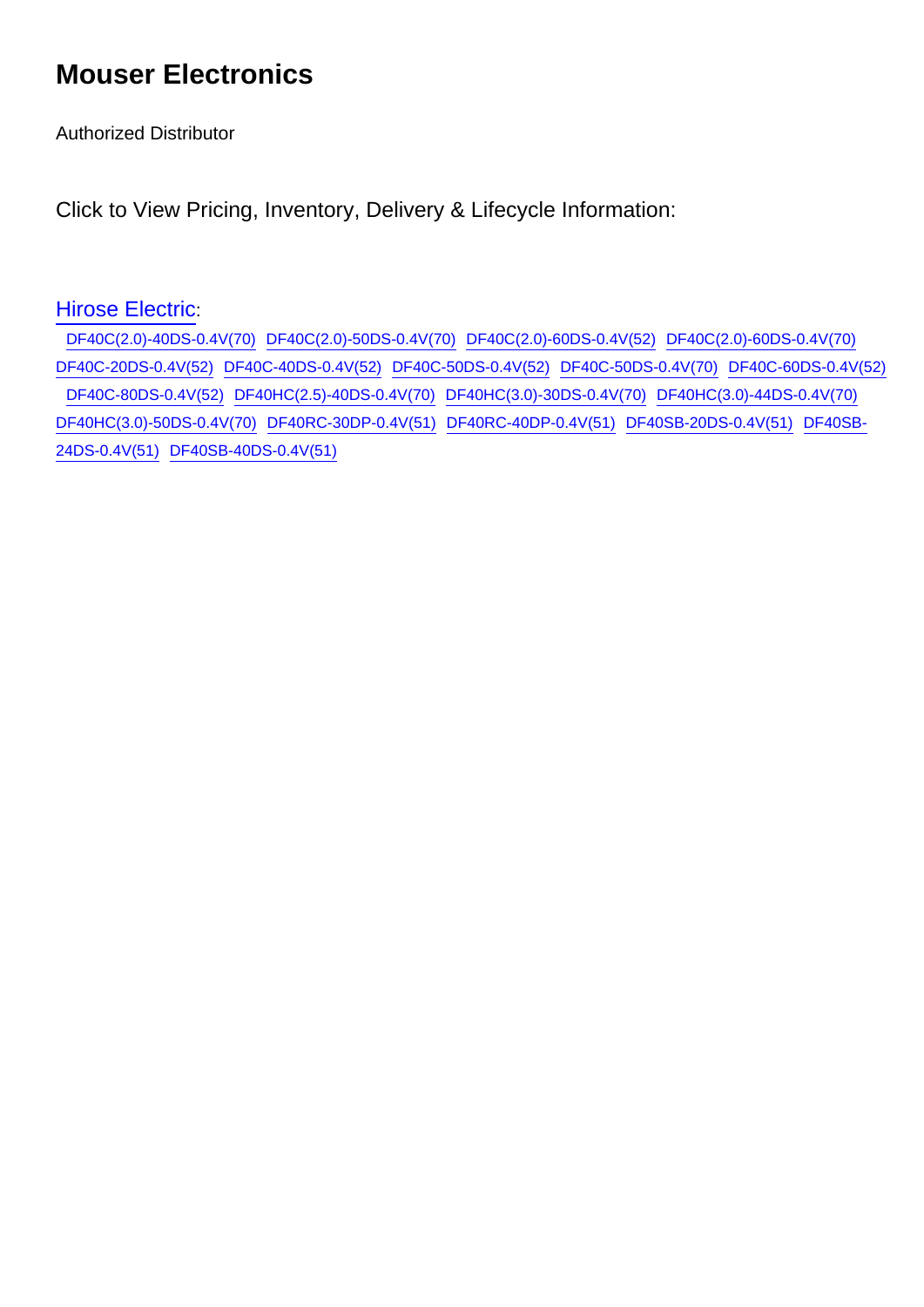# Mouser Electronics

Authorized Distributor

Click to View Pricing, Inventory, Delivery & Lifecycle Information:

Hirose Electric:

DF40C(2.0)-40DS-0.4V(70) DF40C(2.0)-50DS-0.4V(70) DF40C(2.0)-60DS-0.4V(52) DF40C(2.0)-60DS-0.4V(70) DF40C-20DS-0.4V(52) DF40C-40DS-0.4V(52) DF40C-50DS-0.4V(52) DF40C-50DS-0.4V(70) DF40C-60DS-0.4V(52) DF40C-80DS-0.4V(52) DF40HC(2.5)-40DS-0.4V(70) DF40HC(3.0)-30DS-0.4V(70) DF40HC(3.0)-44DS-0.4V(70) DF40HC(3.0)-50DS-0.4V(70) DF40RC-30DP-0.4V(51) DF40RC-40DP-0.4V(51) DF40SB-20DS-0.4V(51) DF40SB-24DS-0.4V(51) DF40SB-40DS-0.4V(51)